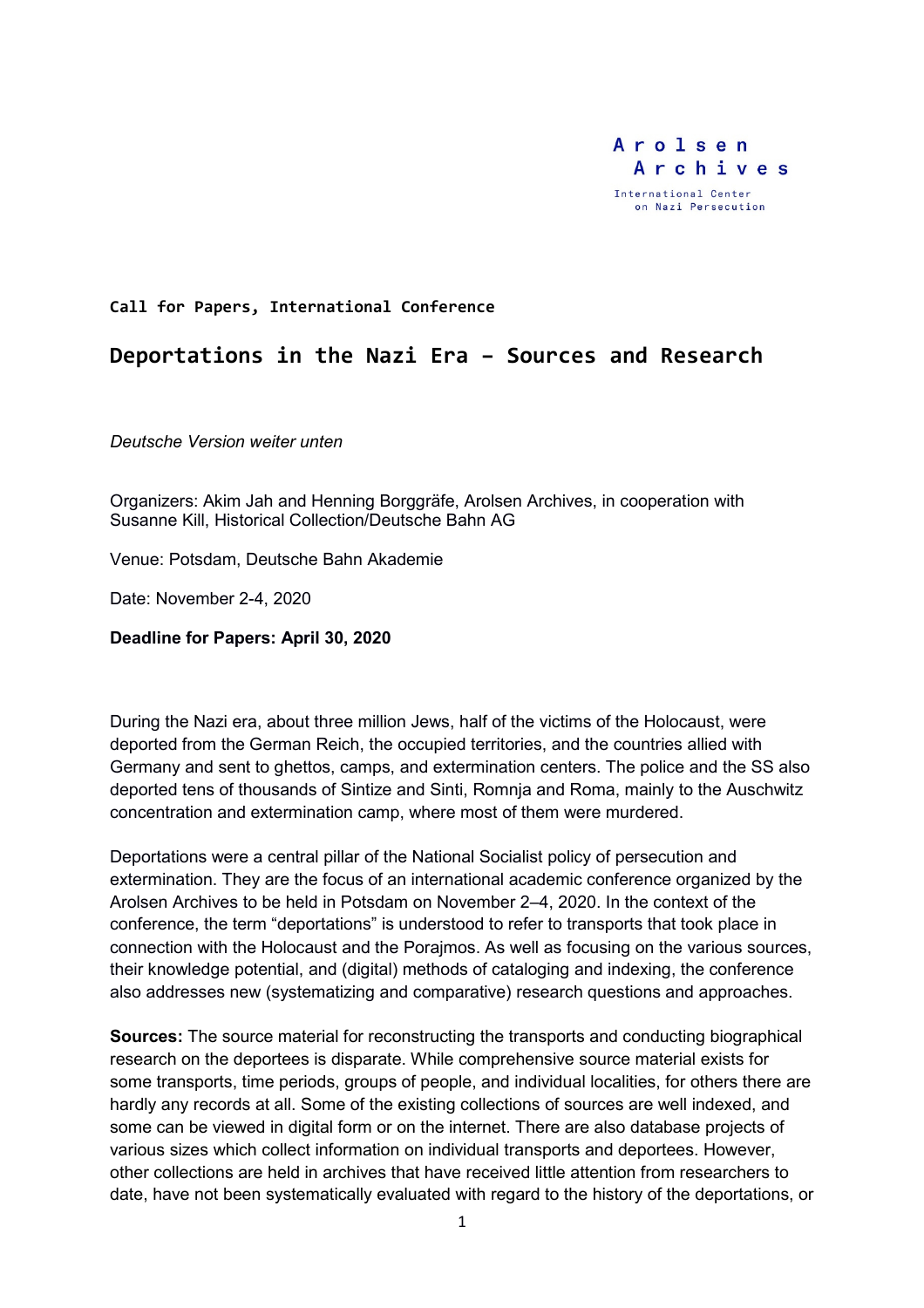Arolsen Archives

International Center on Nazi Persecution

**Call for Papers, International Conference**

# Deportations in the Nazi Era – Sources and Research

*Deutsche Version weiter unten*

Organizers: Akim Jah and Henning Borggräfe, Arolsen Archives, in cooperation with Susanne Kill, Historical Collection/Deutsche Bahn AG

Venue: Potsdam, Deutsche Bahn Akademie

Date: November 2-4, 2020

**Deadline for Papers: April 30, 2020**

During the Nazi era, about three million Jews, half of the victims of the Holocaust, were deported from the German Reich, the occupied territories, and the countries allied with Germany and sent to ghettos, camps, and extermination centers. The police and the SS also deported tens of thousands of Sintize and Sinti, Romnja and Roma, mainly to the Auschwitz concentration and extermination camp, where most of them were murdered.

Deportations were a central pillar of the National Socialist policy of persecution and extermination. They are the focus of an international academic conference organized by the Arolsen Archives to be held in Potsdam on November 2–4, 2020. In the context of the conference, the term "deportations" is understood to refer to transports that took place in connection with the Holocaust and the Porajmos. As well as focusing on the various sources, their knowledge potential, and (digital) methods of cataloging and indexing, the conference also addresses new (systematizing and comparative) research questions and approaches.

**Sources:** The source material for reconstructing the transports and conducting biographical research on the deportees is disparate. While comprehensive source material exists for some transports, time periods, groups of people, and individual localities, for others there are hardly any records at all. Some of the existing collections of sources are well indexed, and some can be viewed in digital form or on the internet. There are also database projects of various sizes which collect information on individual transports and deportees. However, other collections are held in archives that have received little attention from researchers to date, have not been systematically evaluated with regard to the history of the deportations, or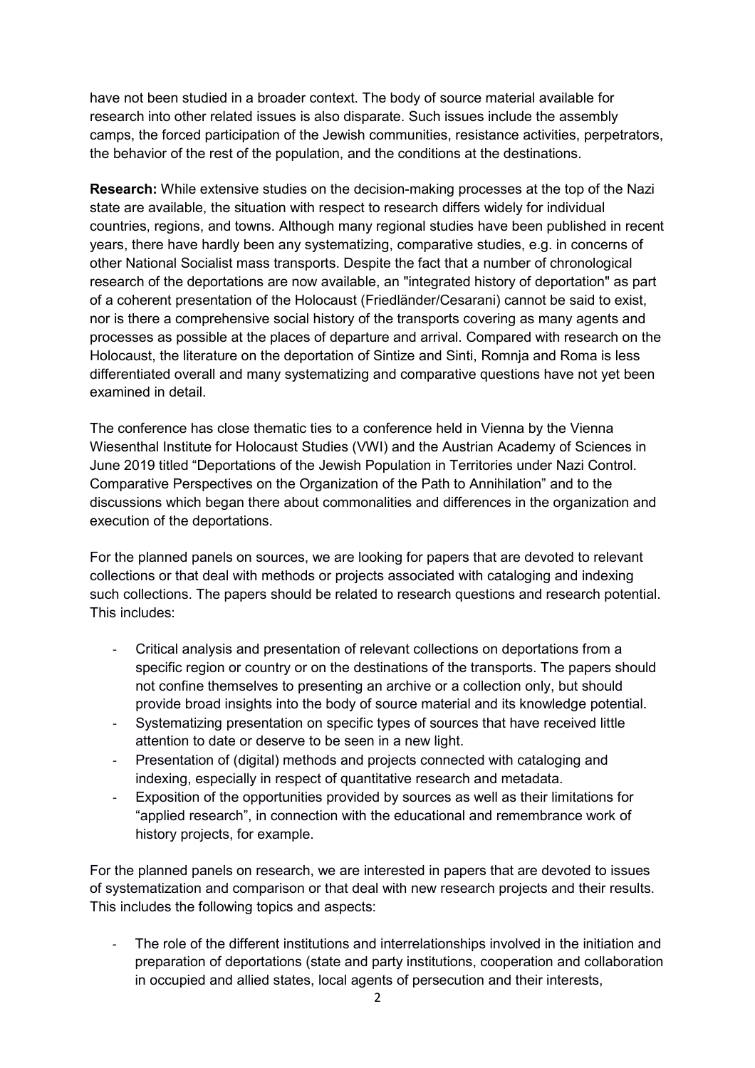have not been studied in a broader context. The body of source material available for research into other related issues is also disparate. Such issues include the assembly camps, the forced participation of the Jewish communities, resistance activities, perpetrators, the behavior of the rest of the population, and the conditions at the destinations.

**Research:** While extensive studies on the decision-making processes at the top of the Nazi state are available, the situation with respect to research differs widely for individual countries, regions, and towns. Although many regional studies have been published in recent years, there have hardly been any systematizing, comparative studies, e.g. in concerns of other National Socialist mass transports. Despite the fact that a number of chronological research of the deportations are now available, an "integrated history of deportation" as part of a coherent presentation of the Holocaust (Friedländer/Cesarani) cannot be said to exist, nor is there a comprehensive social history of the transports covering as many agents and processes as possible at the places of departure and arrival. Compared with research on the Holocaust, the literature on the deportation of Sintize and Sinti, Romnja and Roma is less differentiated overall and many systematizing and comparative questions have not yet been examined in detail.

The conference has close thematic ties to a conference held in Vienna by the Vienna Wiesenthal Institute for Holocaust Studies (VWI) and the Austrian Academy of Sciences in June 2019 titled "Deportations of the Jewish Population in Territories under Nazi Control. Comparative Perspectives on the Organization of the Path to Annihilation" and to the discussions which began there about commonalities and differences in the organization and execution of the deportations.

For the planned panels on sources, we are looking for papers that are devoted to relevant collections or that deal with methods or projects associated with cataloging and indexing such collections. The papers should be related to research questions and research potential. This includes:

- Critical analysis and presentation of relevant collections on deportations from a specific region or country or on the destinations of the transports. The papers should not confine themselves to presenting an archive or a collection only, but should provide broad insights into the body of source material and its knowledge potential.
- Systematizing presentation on specific types of sources that have received little attention to date or deserve to be seen in a new light.
- Presentation of (digital) methods and projects connected with cataloging and indexing, especially in respect of quantitative research and metadata.
- Exposition of the opportunities provided by sources as well as their limitations for "applied research", in connection with the educational and remembrance work of history projects, for example.

For the planned panels on research, we are interested in papers that are devoted to issues of systematization and comparison or that deal with new research projects and their results. This includes the following topics and aspects:

- The role of the different institutions and interrelationships involved in the initiation and preparation of deportations (state and party institutions, cooperation and collaboration in occupied and allied states, local agents of persecution and their interests,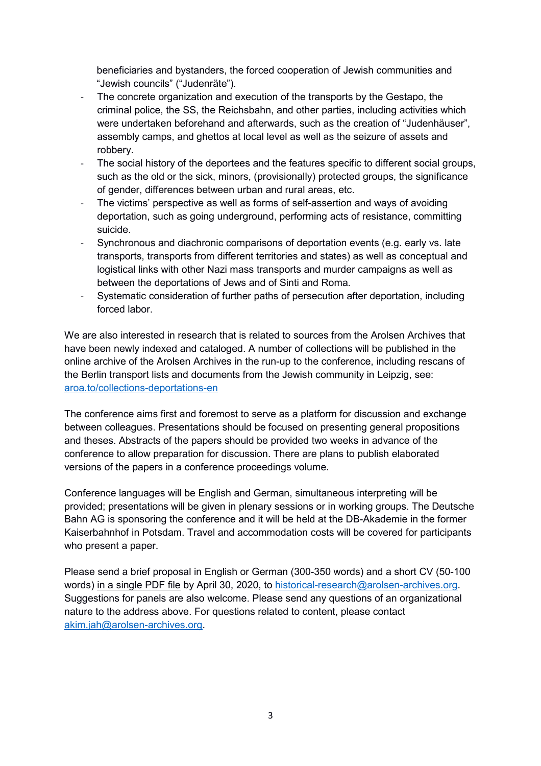beneficiaries and bystanders, the forced cooperation of Jewish communities and "Jewish councils" ("Judenräte").

- The concrete organization and execution of the transports by the Gestapo, the criminal police, the SS, the Reichsbahn, and other parties, including activities which were undertaken beforehand and afterwards, such as the creation of "Judenhäuser", assembly camps, and ghettos at local level as well as the seizure of assets and robbery.
- The social history of the deportees and the features specific to different social groups, such as the old or the sick, minors, (provisionally) protected groups, the significance of gender, differences between urban and rural areas, etc.
- The victims' perspective as well as forms of self-assertion and ways of avoiding deportation, such as going underground, performing acts of resistance, committing suicide.
- Synchronous and diachronic comparisons of deportation events (e.g. early vs. late transports, transports from different territories and states) as well as conceptual and logistical links with other Nazi mass transports and murder campaigns as well as between the deportations of Jews and of Sinti and Roma.
- Systematic consideration of further paths of persecution after deportation, including forced labor.

We are also interested in research that is related to sources from the Arolsen Archives that have been newly indexed and cataloged. A number of collections will be published in the online archive of the Arolsen Archives in the run-up to the conference, including rescans of the Berlin transport lists and documents from the Jewish community in Leipzig, see: aroa.to/collections-deportations-en

The conference aims first and foremost to serve as a platform for discussion and exchange between colleagues. Presentations should be focused on presenting general propositions and theses. Abstracts of the papers should be provided two weeks in advance of the conference to allow preparation for discussion. There are plans to publish elaborated versions of the papers in a conference proceedings volume.

Conference languages will be English and German, simultaneous interpreting will be provided; presentations will be given in plenary sessions or in working groups. The Deutsche Bahn AG is sponsoring the conference and it will be held at the DB-Akademie in the former Kaiserbahnhof in Potsdam. Travel and accommodation costs will be covered for participants who present a paper.

Please send a brief proposal in English or German (300-350 words) and a short CV (50-100 words) in a single PDF file by April 30, 2020, to historical-research@arolsen-archives.org. Suggestions for panels are also welcome. Please send any questions of an organizational nature to the address above. For questions related to content, please contact akim.jah@arolsen-archives.org.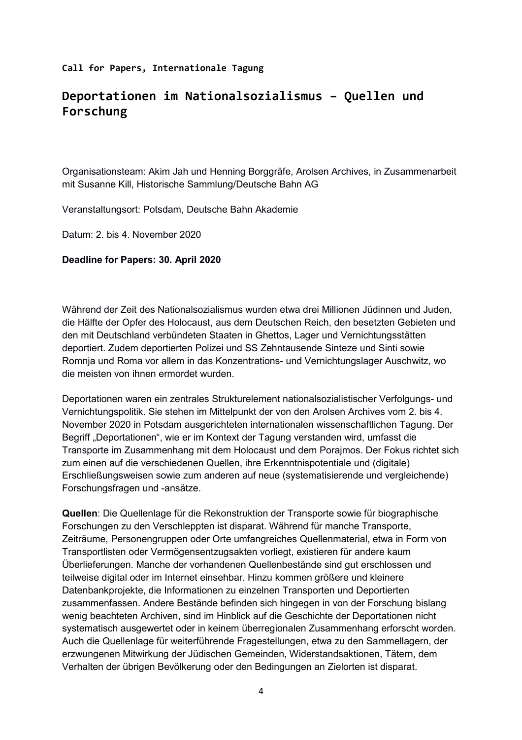**Call for Papers, Internationale Tagung**

# Deportationen im Nationalsozialismus – Quellen und Forschung

Organisationsteam: Akim Jah und Henning Borggräfe, Arolsen Archives, in Zusammenarbeit mit Susanne Kill, Historische Sammlung/Deutsche Bahn AG

Veranstaltungsort: Potsdam, Deutsche Bahn Akademie

Datum: 2. bis 4. November 2020

**Deadline for Papers: 30. April 2020**

Während der Zeit des Nationalsozialismus wurden etwa drei Millionen Jüdinnen und Juden, die Hälfte der Opfer des Holocaust, aus dem Deutschen Reich, den besetzten Gebieten und den mit Deutschland verbündeten Staaten in Ghettos, Lager und Vernichtungsstätten deportiert. Zudem deportierten Polizei und SS Zehntausende Sinteze und Sinti sowie Romnja und Roma vor allem in das Konzentrations- und Vernichtungslager Auschwitz, wo die meisten von ihnen ermordet wurden.

Deportationen waren ein zentrales Strukturelement nationalsozialistischer Verfolgungs- und Vernichtungspolitik. Sie stehen im Mittelpunkt der von den Arolsen Archives vom 2. bis 4. November 2020 in Potsdam ausgerichteten internationalen wissenschaftlichen Tagung. Der Begriff „Deportationen", wie er im Kontext der Tagung verstanden wird, umfasst die Transporte im Zusammenhang mit dem Holocaust und dem Porajmos. Der Fokus richtet sich zum einen auf die verschiedenen Quellen, ihre Erkenntnispotentiale und (digitale) Erschließungsweisen sowie zum anderen auf neue (systematisierende und vergleichende) Forschungsfragen und -ansätze.

**Quellen**: Die Quellenlage für die Rekonstruktion der Transporte sowie für biographische Forschungen zu den Verschleppten ist disparat. Während für manche Transporte, Zeiträume, Personengruppen oder Orte umfangreiches Quellenmaterial, etwa in Form von Transportlisten oder Vermögensentzugsakten vorliegt, existieren für andere kaum Überlieferungen. Manche der vorhandenen Quellenbestände sind gut erschlossen und teilweise digital oder im Internet einsehbar. Hinzu kommen größere und kleinere Datenbankprojekte, die Informationen zu einzelnen Transporten und Deportierten zusammenfassen. Andere Bestände befinden sich hingegen in von der Forschung bislang wenig beachteten Archiven, sind im Hinblick auf die Geschichte der Deportationen nicht systematisch ausgewertet oder in keinem überregionalen Zusammenhang erforscht worden. Auch die Quellenlage für weiterführende Fragestellungen, etwa zu den Sammellagern, der erzwungenen Mitwirkung der Jüdischen Gemeinden, Widerstandsaktionen, Tätern, dem Verhalten der übrigen Bevölkerung oder den Bedingungen an Zielorten ist disparat.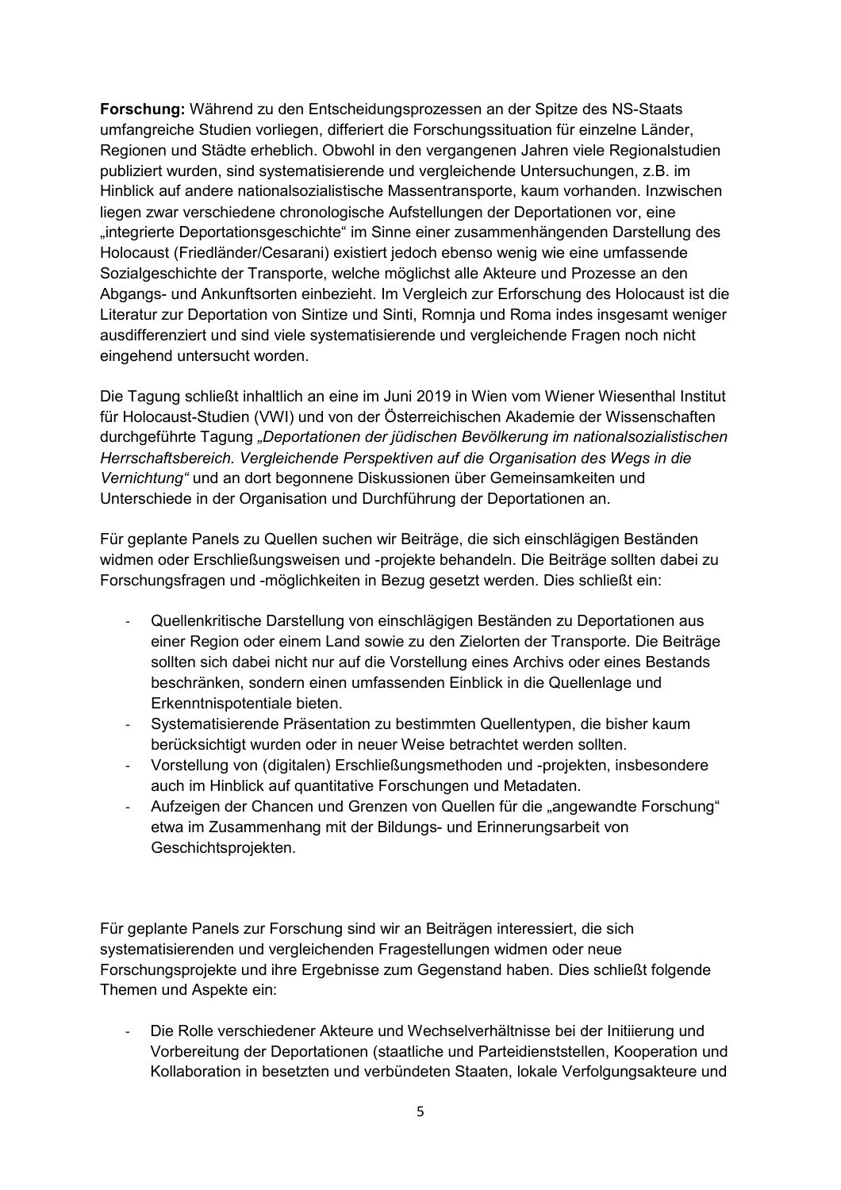**Forschung:** Während zu den Entscheidungsprozessen an der Spitze des NS-Staats umfangreiche Studien vorliegen, differiert die Forschungssituation für einzelne Länder, Regionen und Städte erheblich. Obwohl in den vergangenen Jahren viele Regionalstudien publiziert wurden, sind systematisierende und vergleichende Untersuchungen, z.B. im Hinblick auf andere nationalsozialistische Massentransporte, kaum vorhanden. Inzwischen liegen zwar verschiedene chronologische Aufstellungen der Deportationen vor, eine „integrierte Deportationsgeschichte" im Sinne einer zusammenhängenden Darstellung des Holocaust (Friedländer/Cesarani) existiert jedoch ebenso wenig wie eine umfassende Sozialgeschichte der Transporte, welche möglichst alle Akteure und Prozesse an den Abgangs- und Ankunftsorten einbezieht. Im Vergleich zur Erforschung des Holocaust ist die Literatur zur Deportation von Sintize und Sinti, Romnja und Roma indes insgesamt weniger ausdifferenziert und sind viele systematisierende und vergleichende Fragen noch nicht eingehend untersucht worden.

Die Tagung schließt inhaltlich an eine im Juni 2019 in Wien vom Wiener Wiesenthal Institut für Holocaust-Studien (VWI) und von der Österreichischen Akademie der Wissenschaften durchgeführte Tagung *„Deportationen der jüdischen Bevölkerung im nationalsozialistischen Herrschaftsbereich. Vergleichende Perspektiven auf die Organisation des Wegs in die Vernichtung"* und an dort begonnene Diskussionen über Gemeinsamkeiten und Unterschiede in der Organisation und Durchführung der Deportationen an.

Für geplante Panels zu Quellen suchen wir Beiträge, die sich einschlägigen Beständen widmen oder Erschließungsweisen und -projekte behandeln. Die Beiträge sollten dabei zu Forschungsfragen und -möglichkeiten in Bezug gesetzt werden. Dies schließt ein:

- Quellenkritische Darstellung von einschlägigen Beständen zu Deportationen aus einer Region oder einem Land sowie zu den Zielorten der Transporte. Die Beiträge sollten sich dabei nicht nur auf die Vorstellung eines Archivs oder eines Bestands beschränken, sondern einen umfassenden Einblick in die Quellenlage und Erkenntnispotentiale bieten.
- Systematisierende Präsentation zu bestimmten Quellentypen, die bisher kaum berücksichtigt wurden oder in neuer Weise betrachtet werden sollten.
- Vorstellung von (digitalen) Erschließungsmethoden und -projekten, insbesondere auch im Hinblick auf quantitative Forschungen und Metadaten.
- Aufzeigen der Chancen und Grenzen von Quellen für die „angewandte Forschung" etwa im Zusammenhang mit der Bildungs- und Erinnerungsarbeit von Geschichtsprojekten.

Für geplante Panels zur Forschung sind wir an Beiträgen interessiert, die sich systematisierenden und vergleichenden Fragestellungen widmen oder neue Forschungsprojekte und ihre Ergebnisse zum Gegenstand haben. Dies schließt folgende Themen und Aspekte ein:

- Die Rolle verschiedener Akteure und Wechselverhältnisse bei der Initiierung und Vorbereitung der Deportationen (staatliche und Parteidienststellen, Kooperation und Kollaboration in besetzten und verbündeten Staaten, lokale Verfolgungsakteure und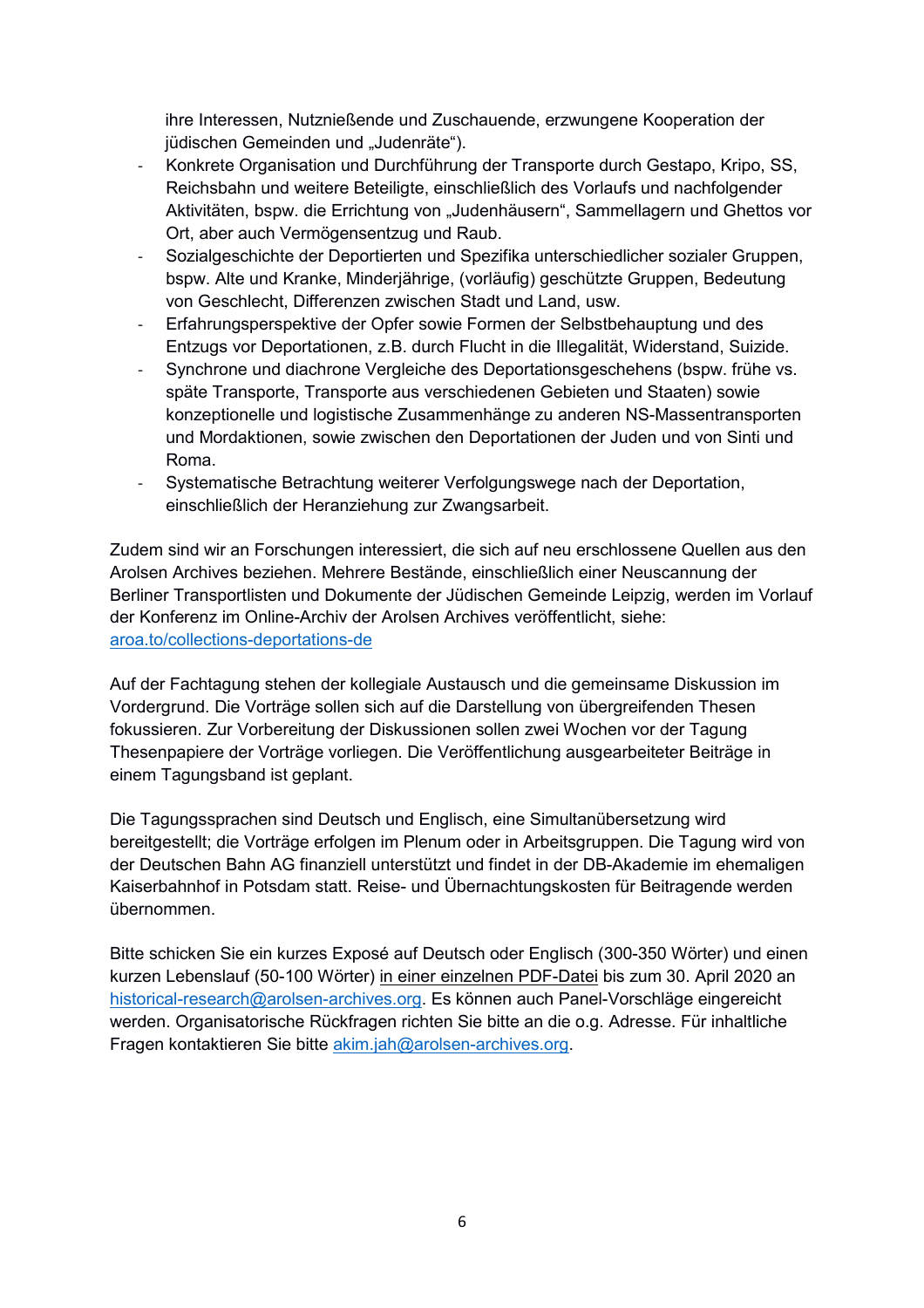ihre Interessen, Nutznießende und Zuschauende, erzwungene Kooperation der jüdischen Gemeinden und „Judenräte“).

- Konkrete Organisation und Durchführung der Transporte durch Gestapo, Kripo, SS, Reichsbahn und weitere Beteiligte, einschließlich des Vorlaufs und nachfolgender Aktivitäten, bspw. die Errichtung von „Judenhäusern“, Sammellagern und Ghettos vor Ort, aber auch Vermögensentzug und Raub.
- Sozialgeschichte der Deportierten und Spezifika unterschiedlicher sozialer Gruppen, bspw. Alte und Kranke, Minderjährige, (vorläufig) geschützte Gruppen, Bedeutung von Geschlecht, Differenzen zwischen Stadt und Land, usw.
- Erfahrungsperspektive der Opfer sowie Formen der Selbstbehauptung und des Entzugs vor Deportationen, z.B. durch Flucht in die Illegalität, Widerstand, Suizide.
- Synchrone und diachrone Vergleiche des Deportationsgeschehens (bspw. frühe vs. späte Transporte, Transporte aus verschiedenen Gebieten und Staaten) sowie konzeptionelle und logistische Zusammenhänge zu anderen NS-Massentransporten und Mordaktionen, sowie zwischen den Deportationen der Juden und von Sinti und Roma.
- Systematische Betrachtung weiterer Verfolgungswege nach der Deportation, einschließlich der Heranziehung zur Zwangsarbeit.

Zudem sind wir an Forschungen interessiert, die sich auf neu erschlossene Quellen aus den Arolsen Archives beziehen. Mehrere Bestände, einschließlich einer Neuscannung der Berliner Transportlisten und Dokumente der Jüdischen Gemeinde Leipzig, werden im Vorlauf der Konferenz im Online-Archiv der Arolsen Archives veröffentlicht, siehe: [aroa.to/collections-deportations-de](aroa.to/collections-deportations-de)

Auf der Fachtagung stehen der kollegiale Austausch und die gemeinsame Diskussion im Vordergrund. Die Vorträge sollen sich auf die Darstellung von übergreifenden Thesen fokussieren. Zur Vorbereitung der Diskussionen sollen zwei Wochen vor der Tagung Thesenpapiere der Vorträge vorliegen. Die Veröffentlichung ausgearbeiteter Beiträge in einem Tagungsband ist geplant.

Die Tagungssprachen sind Deutsch und Englisch, eine Simultanübersetzung wird bereitgestellt; die Vorträge erfolgen im Plenum oder in Arbeitsgruppen. Die Tagung wird von der Deutschen Bahn AG finanziell unterstützt und findet in der DB-Akademie im ehemaligen Kaiserbahnhof in Potsdam statt. Reise- und Übernachtungskosten für Beitragende werden übernommen.

Bitte schicken Sie ein kurzes Exposé auf Deutsch oder Englisch (300-350 Wörter) und einen kurzen Lebenslauf (50-100 Wörter) in einer einzelnen PDF-Datei bis zum 30. April 2020 an historical-research@arolsen-archives.org. Es können auch Panel-Vorschläge eingereicht werden. Organisatorische Rückfragen richten Sie bitte an die o.g. Adresse. Für inhaltliche Fragen kontaktieren Sie bitte akim.jah@arolsen-archives.org.